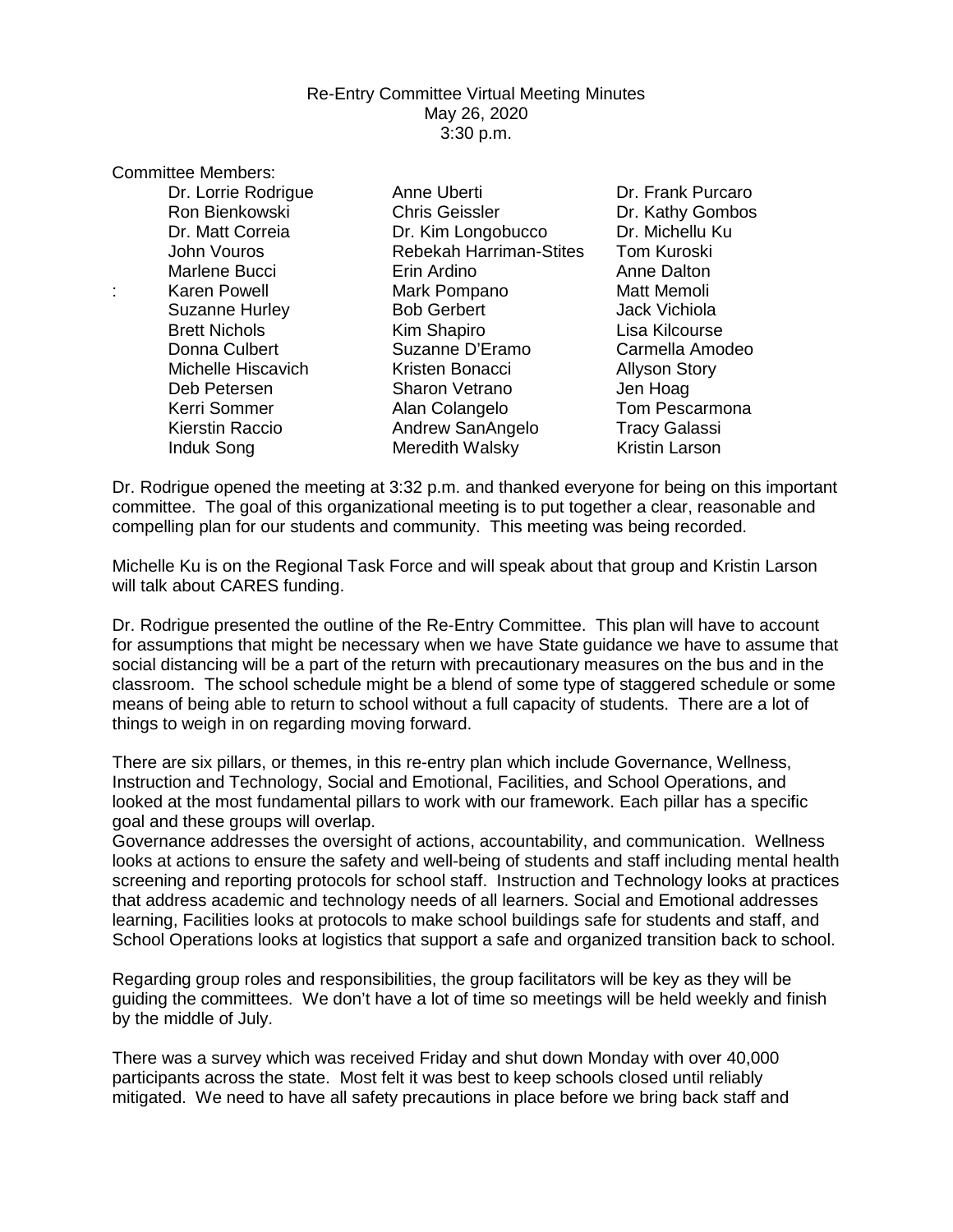Re-Entry Committee Virtual Meeting Minutes
May 26, 2020
3:30 p.m.

Committee Members:

| | | |
|---|---|---|
| Dr. Lorrie Rodrigue | Anne Uberti | Dr. Frank Purcaro |
| Ron Bienkowski | Chris Geissler | Dr. Kathy Gombos |
| Dr. Matt Correia | Dr. Kim Longobucco | Dr. Michellu Ku |
| John Vouros | Rebekah Harriman-Stites | Tom Kuroski |
| Marlene Bucci | Erin Ardino | Anne Dalton |
| Karen Powell | Mark Pompano | Matt Memoli |
| Suzanne Hurley | Bob Gerbert | Jack Vichiola |
| Brett Nichols | Kim Shapiro | Lisa Kilcourse |
| Donna Culbert | Suzanne D'Eramo | Carmella Amodeo |
| Michelle Hiscavich | Kristen Bonacci | Allyson Story |
| Deb Petersen | Sharon Vetrano | Jen Hoag |
| Kerri Sommer | Alan Colangelo | Tom Pescarmona |
| Kierstin Raccio | Andrew SanAngelo | Tracy Galassi |
| Induk Song | Meredith Walsky | Kristin Larson |

Dr. Rodrigue opened the meeting at 3:32 p.m. and thanked everyone for being on this important committee. The goal of this organizational meeting is to put together a clear, reasonable and compelling plan for our students and community. This meeting was being recorded.

Michelle Ku is on the Regional Task Force and will speak about that group and Kristin Larson will talk about CARES funding.

Dr. Rodrigue presented the outline of the Re-Entry Committee. This plan will have to account for assumptions that might be necessary when we have State guidance we have to assume that social distancing will be a part of the return with precautionary measures on the bus and in the classroom. The school schedule might be a blend of some type of staggered schedule or some means of being able to return to school without a full capacity of students. There are a lot of things to weigh in on regarding moving forward.

There are six pillars, or themes, in this re-entry plan which include Governance, Wellness, Instruction and Technology, Social and Emotional, Facilities, and School Operations, and looked at the most fundamental pillars to work with our framework. Each pillar has a specific goal and these groups will overlap.

Governance addresses the oversight of actions, accountability, and communication. Wellness looks at actions to ensure the safety and well-being of students and staff including mental health screening and reporting protocols for school staff. Instruction and Technology looks at practices that address academic and technology needs of all learners. Social and Emotional addresses learning, Facilities looks at protocols to make school buildings safe for students and staff, and School Operations looks at logistics that support a safe and organized transition back to school.

Regarding group roles and responsibilities, the group facilitators will be key as they will be guiding the committees. We don't have a lot of time so meetings will be held weekly and finish by the middle of July.

There was a survey which was received Friday and shut down Monday with over 40,000 participants across the state. Most felt it was best to keep schools closed until reliably mitigated. We need to have all safety precautions in place before we bring back staff and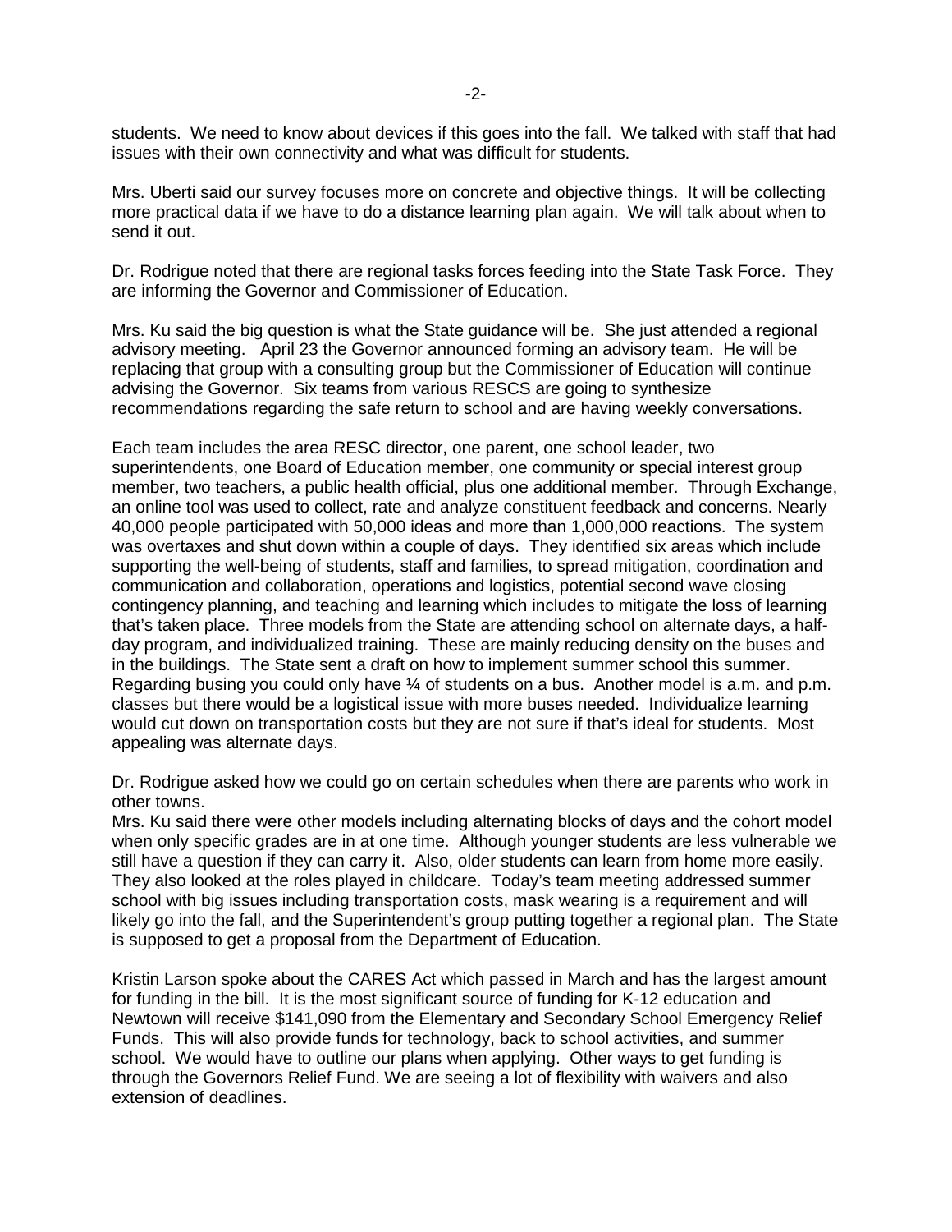students. We need to know about devices if this goes into the fall. We talked with staff that had issues with their own connectivity and what was difficult for students.

Mrs. Uberti said our survey focuses more on concrete and objective things. It will be collecting more practical data if we have to do a distance learning plan again. We will talk about when to send it out.

Dr. Rodrigue noted that there are regional tasks forces feeding into the State Task Force. They are informing the Governor and Commissioner of Education.

Mrs. Ku said the big question is what the State guidance will be. She just attended a regional advisory meeting. April 23 the Governor announced forming an advisory team. He will be replacing that group with a consulting group but the Commissioner of Education will continue advising the Governor. Six teams from various RESCS are going to synthesize recommendations regarding the safe return to school and are having weekly conversations.

Each team includes the area RESC director, one parent, one school leader, two superintendents, one Board of Education member, one community or special interest group member, two teachers, a public health official, plus one additional member. Through Exchange, an online tool was used to collect, rate and analyze constituent feedback and concerns. Nearly 40,000 people participated with 50,000 ideas and more than 1,000,000 reactions. The system was overtaxes and shut down within a couple of days. They identified six areas which include supporting the well-being of students, staff and families, to spread mitigation, coordination and communication and collaboration, operations and logistics, potential second wave closing contingency planning, and teaching and learning which includes to mitigate the loss of learning that's taken place. Three models from the State are attending school on alternate days, a half-day program, and individualized training. These are mainly reducing density on the buses and in the buildings. The State sent a draft on how to implement summer school this summer. Regarding busing you could only have ¼ of students on a bus. Another model is a.m. and p.m. classes but there would be a logistical issue with more buses needed. Individualize learning would cut down on transportation costs but they are not sure if that's ideal for students. Most appealing was alternate days.

Dr. Rodrigue asked how we could go on certain schedules when there are parents who work in other towns.

Mrs. Ku said there were other models including alternating blocks of days and the cohort model when only specific grades are in at one time. Although younger students are less vulnerable we still have a question if they can carry it. Also, older students can learn from home more easily. They also looked at the roles played in childcare. Today's team meeting addressed summer school with big issues including transportation costs, mask wearing is a requirement and will likely go into the fall, and the Superintendent's group putting together a regional plan. The State is supposed to get a proposal from the Department of Education.

Kristin Larson spoke about the CARES Act which passed in March and has the largest amount for funding in the bill. It is the most significant source of funding for K-12 education and Newtown will receive $141,090 from the Elementary and Secondary School Emergency Relief Funds. This will also provide funds for technology, back to school activities, and summer school. We would have to outline our plans when applying. Other ways to get funding is through the Governors Relief Fund. We are seeing a lot of flexibility with waivers and also extension of deadlines.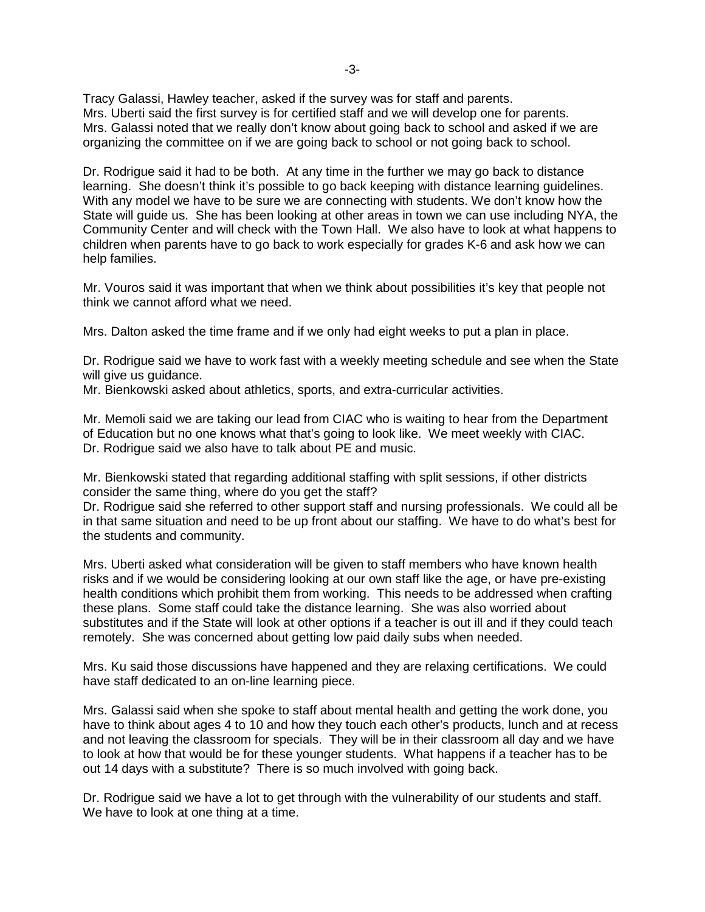Tracy Galassi, Hawley teacher, asked if the survey was for staff and parents.
Mrs. Uberti said the first survey is for certified staff and we will develop one for parents.
Mrs. Galassi noted that we really don't know about going back to school and asked if we are organizing the committee on if we are going back to school or not going back to school.

Dr. Rodrigue said it had to be both. At any time in the further we may go back to distance learning. She doesn't think it's possible to go back keeping with distance learning guidelines. With any model we have to be sure we are connecting with students. We don't know how the State will guide us. She has been looking at other areas in town we can use including NYA, the Community Center and will check with the Town Hall. We also have to look at what happens to children when parents have to go back to work especially for grades K-6 and ask how we can help families.

Mr. Vouros said it was important that when we think about possibilities it's key that people not think we cannot afford what we need.

Mrs. Dalton asked the time frame and if we only had eight weeks to put a plan in place.

Dr. Rodrigue said we have to work fast with a weekly meeting schedule and see when the State will give us guidance.
Mr. Bienkowski asked about athletics, sports, and extra-curricular activities.

Mr. Memoli said we are taking our lead from CIAC who is waiting to hear from the Department of Education but no one knows what that's going to look like. We meet weekly with CIAC.
Dr. Rodrigue said we also have to talk about PE and music.

Mr. Bienkowski stated that regarding additional staffing with split sessions, if other districts consider the same thing, where do you get the staff?
Dr. Rodrigue said she referred to other support staff and nursing professionals. We could all be in that same situation and need to be up front about our staffing. We have to do what's best for the students and community.

Mrs. Uberti asked what consideration will be given to staff members who have known health risks and if we would be considering looking at our own staff like the age, or have pre-existing health conditions which prohibit them from working. This needs to be addressed when crafting these plans. Some staff could take the distance learning. She was also worried about substitutes and if the State will look at other options if a teacher is out ill and if they could teach remotely. She was concerned about getting low paid daily subs when needed.

Mrs. Ku said those discussions have happened and they are relaxing certifications. We could have staff dedicated to an on-line learning piece.

Mrs. Galassi said when she spoke to staff about mental health and getting the work done, you have to think about ages 4 to 10 and how they touch each other's products, lunch and at recess and not leaving the classroom for specials. They will be in their classroom all day and we have to look at how that would be for these younger students. What happens if a teacher has to be out 14 days with a substitute? There is so much involved with going back.

Dr. Rodrigue said we have a lot to get through with the vulnerability of our students and staff. We have to look at one thing at a time.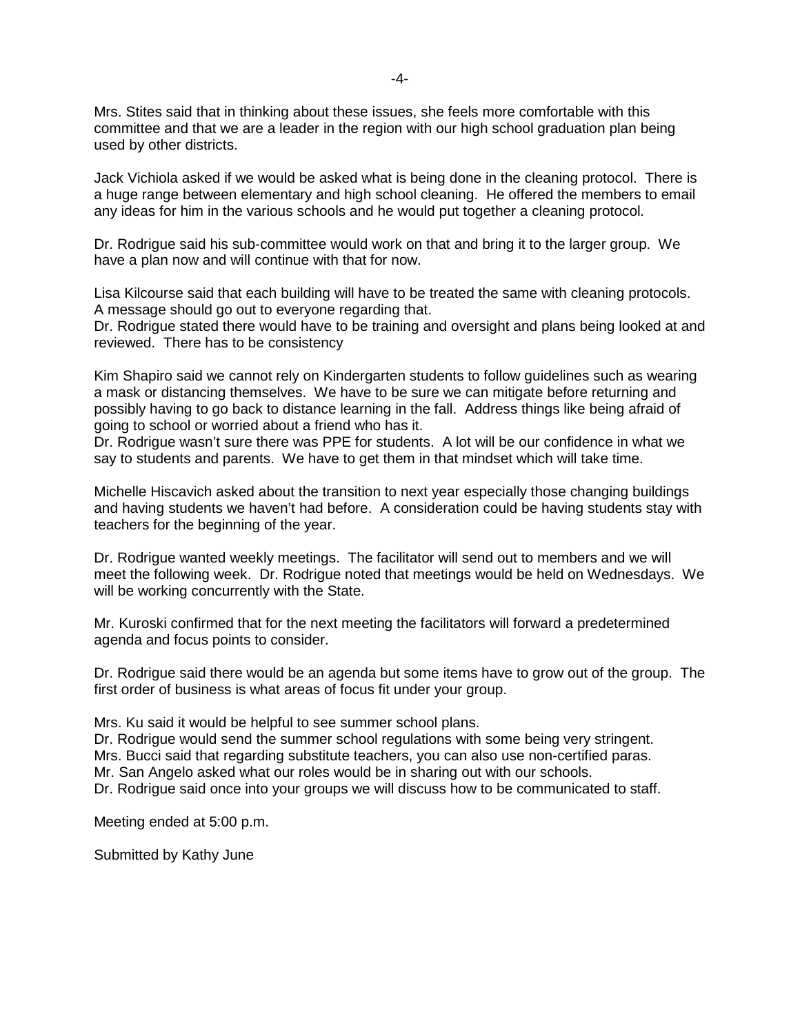Mrs. Stites said that in thinking about these issues, she feels more comfortable with this committee and that we are a leader in the region with our high school graduation plan being used by other districts.

Jack Vichiola asked if we would be asked what is being done in the cleaning protocol. There is a huge range between elementary and high school cleaning. He offered the members to email any ideas for him in the various schools and he would put together a cleaning protocol.

Dr. Rodrigue said his sub-committee would work on that and bring it to the larger group. We have a plan now and will continue with that for now.

Lisa Kilcourse said that each building will have to be treated the same with cleaning protocols. A message should go out to everyone regarding that.
Dr. Rodrigue stated there would have to be training and oversight and plans being looked at and reviewed. There has to be consistency

Kim Shapiro said we cannot rely on Kindergarten students to follow guidelines such as wearing a mask or distancing themselves. We have to be sure we can mitigate before returning and possibly having to go back to distance learning in the fall. Address things like being afraid of going to school or worried about a friend who has it.
Dr. Rodrigue wasn't sure there was PPE for students. A lot will be our confidence in what we say to students and parents. We have to get them in that mindset which will take time.

Michelle Hiscavich asked about the transition to next year especially those changing buildings and having students we haven't had before. A consideration could be having students stay with teachers for the beginning of the year.

Dr. Rodrigue wanted weekly meetings. The facilitator will send out to members and we will meet the following week. Dr. Rodrigue noted that meetings would be held on Wednesdays. We will be working concurrently with the State.

Mr. Kuroski confirmed that for the next meeting the facilitators will forward a predetermined agenda and focus points to consider.

Dr. Rodrigue said there would be an agenda but some items have to grow out of the group. The first order of business is what areas of focus fit under your group.

Mrs. Ku said it would be helpful to see summer school plans.
Dr. Rodrigue would send the summer school regulations with some being very stringent.
Mrs. Bucci said that regarding substitute teachers, you can also use non-certified paras.
Mr. San Angelo asked what our roles would be in sharing out with our schools.
Dr. Rodrigue said once into your groups we will discuss how to be communicated to staff.

Meeting ended at 5:00 p.m.

Submitted by Kathy June